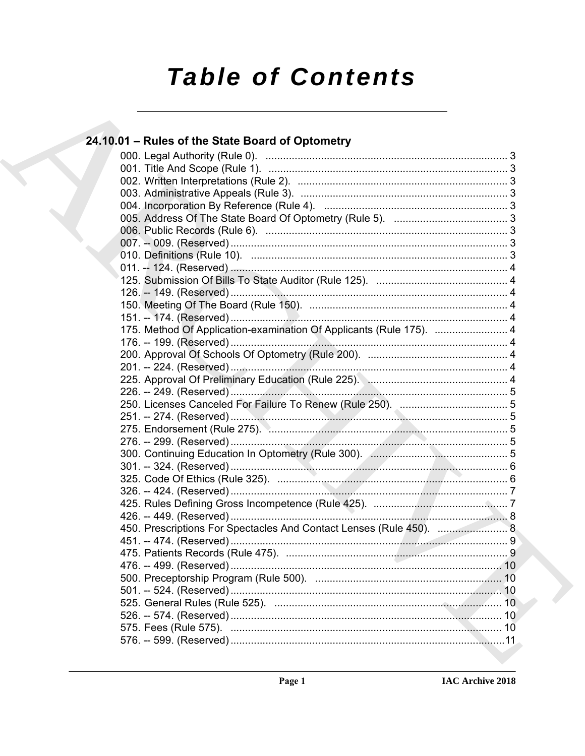# Table of Contents

## 24.10.01 – Rules of the State Board of Optometry

000. Legal Authority (Rule 0). ... 3
001. Title And Scope (Rule 1). ... 3
002. Written Interpretations (Rule 2). ... 3
003. Administrative Appeals (Rule 3). ... 3
004. Incorporation By Reference (Rule 4). ... 3
005. Address Of The State Board Of Optometry (Rule 5). ... 3
006. Public Records (Rule 6). ... 3
007. -- 009. (Reserved) ... 3
010. Definitions (Rule 10). ... 3
011. -- 124. (Reserved) ... 4
125. Submission Of Bills To State Auditor (Rule 125). ... 4
126. -- 149. (Reserved) ... 4
150. Meeting Of The Board (Rule 150). ... 4
151. -- 174. (Reserved) ... 4
175. Method Of Application-examination Of Applicants (Rule 175). ... 4
176. -- 199. (Reserved) ... 4
200. Approval Of Schools Of Optometry (Rule 200). ... 4
201. -- 224. (Reserved) ... 4
225. Approval Of Preliminary Education (Rule 225). ... 4
226. -- 249. (Reserved) ... 5
250. Licenses Canceled For Failure To Renew (Rule 250). ... 5
251. -- 274. (Reserved) ... 5
275. Endorsement (Rule 275). ... 5
276. -- 299. (Reserved) ... 5
300. Continuing Education In Optometry (Rule 300). ... 5
301. -- 324. (Reserved) ... 6
325. Code Of Ethics (Rule 325). ... 6
326. -- 424. (Reserved) ... 7
425. Rules Defining Gross Incompetence (Rule 425). ... 7
426. -- 449. (Reserved) ... 8
450. Prescriptions For Spectacles And Contact Lenses (Rule 450). ... 8
451. -- 474. (Reserved) ... 9
475. Patients Records (Rule 475). ... 9
476. -- 499. (Reserved) ... 10
500. Preceptorship Program (Rule 500). ... 10
501. -- 524. (Reserved) ... 10
525. General Rules (Rule 525). ... 10
526. -- 574. (Reserved) ... 10
575. Fees (Rule 575). ... 10
576. -- 599. (Reserved) ... 11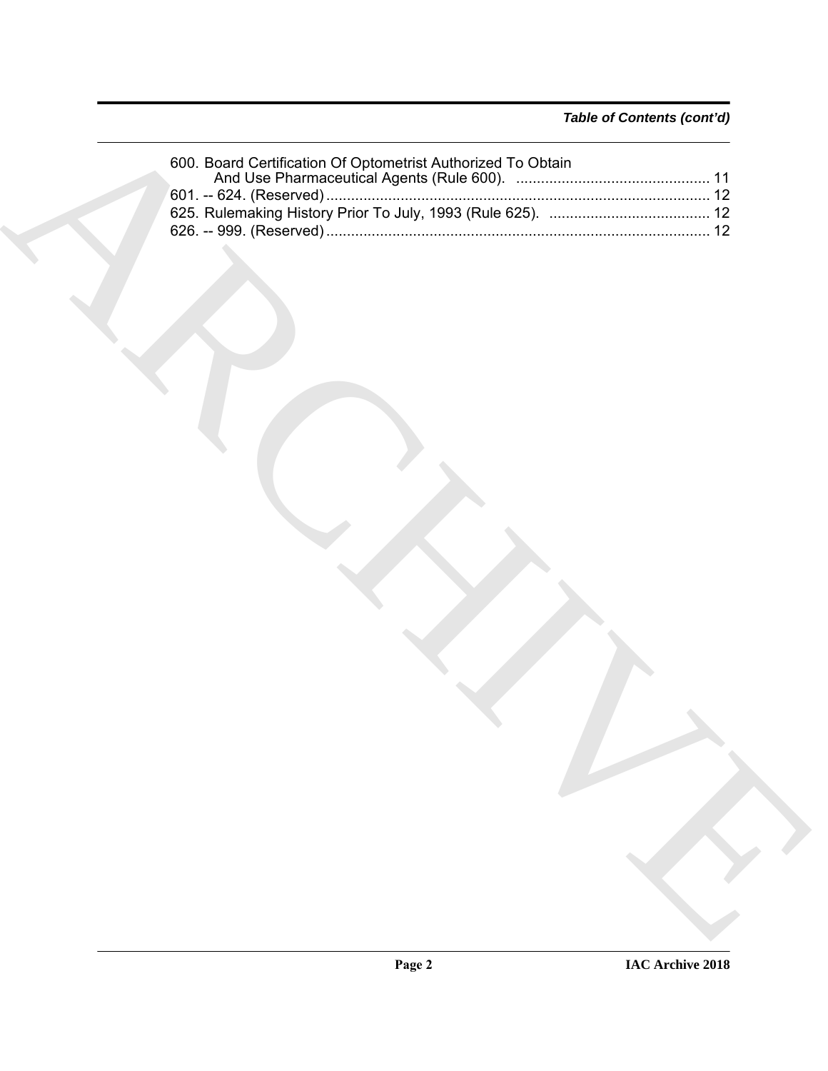*Table of Contents (cont'd)*

600. Board Certification Of Optometrist Authorized To Obtain And Use Pharmaceutical Agents (Rule 600). ............................................... 11
601. -- 624. (Reserved) ............................................................................................ 12
625. Rulemaking History Prior To July, 1993 (Rule 625). ....................................... 12
626. -- 999. (Reserved) ............................................................................................ 12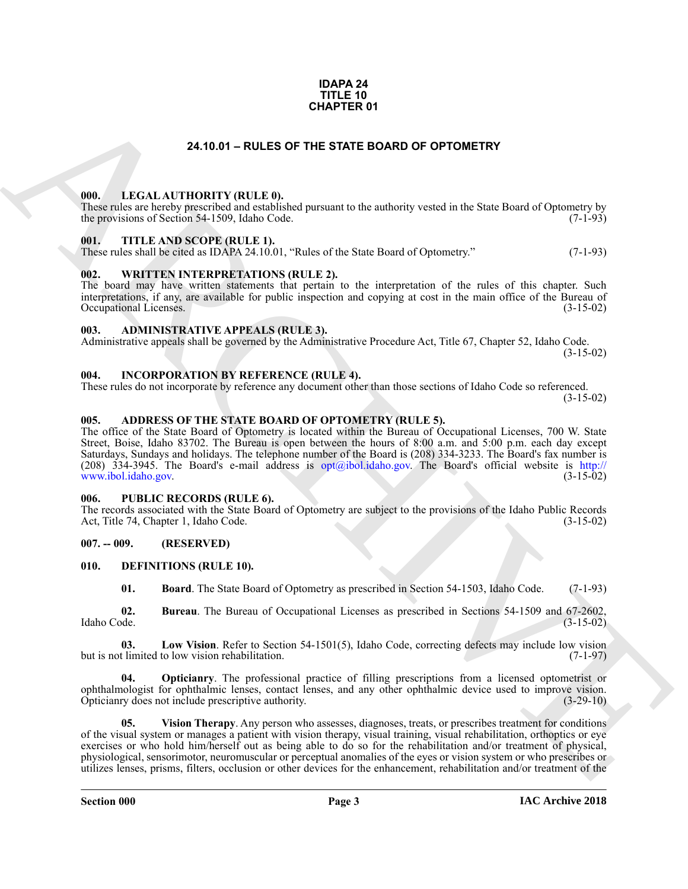**IDAPA 24**
**TITLE 10**
**CHAPTER 01**

# 24.10.01 – RULES OF THE STATE BOARD OF OPTOMETRY

### 000. LEGAL AUTHORITY (RULE 0).

These rules are hereby prescribed and established pursuant to the authority vested in the State Board of Optometry by the provisions of Section 54-1509, Idaho Code. (7-1-93)

### 001. TITLE AND SCOPE (RULE 1).

These rules shall be cited as IDAPA 24.10.01, "Rules of the State Board of Optometry." (7-1-93)

### 002. WRITTEN INTERPRETATIONS (RULE 2).

The board may have written statements that pertain to the interpretation of the rules of this chapter. Such interpretations, if any, are available for public inspection and copying at cost in the main office of the Bureau of Occupational Licenses. (3-15-02)

### 003. ADMINISTRATIVE APPEALS (RULE 3).

Administrative appeals shall be governed by the Administrative Procedure Act, Title 67, Chapter 52, Idaho Code. (3-15-02)

### 004. INCORPORATION BY REFERENCE (RULE 4).

These rules do not incorporate by reference any document other than those sections of Idaho Code so referenced. (3-15-02)

### 005. ADDRESS OF THE STATE BOARD OF OPTOMETRY (RULE 5).

The office of the State Board of Optometry is located within the Bureau of Occupational Licenses, 700 W. State Street, Boise, Idaho 83702. The Bureau is open between the hours of 8:00 a.m. and 5:00 p.m. each day except Saturdays, Sundays and holidays. The telephone number of the Board is (208) 334-3233. The Board's fax number is (208) 334-3945. The Board's e-mail address is opt@ibol.idaho.gov. The Board's official website is http://www.ibol.idaho.gov. (3-15-02)

### 006. PUBLIC RECORDS (RULE 6).

The records associated with the State Board of Optometry are subject to the provisions of the Idaho Public Records Act, Title 74, Chapter 1, Idaho Code. (3-15-02)

### 007. -- 009. (RESERVED)

### 010. DEFINITIONS (RULE 10).

**01. Board**. The State Board of Optometry as prescribed in Section 54-1503, Idaho Code. (7-1-93)

**02. Bureau**. The Bureau of Occupational Licenses as prescribed in Sections 54-1509 and 67-2602, Idaho Code. (3-15-02)

**03. Low Vision**. Refer to Section 54-1501(5), Idaho Code, correcting defects may include low vision but is not limited to low vision rehabilitation. (7-1-97)

**04. Opticianry**. The professional practice of filling prescriptions from a licensed optometrist or ophthalmologist for ophthalmic lenses, contact lenses, and any other ophthalmic device used to improve vision. Opticianry does not include prescriptive authority. (3-29-10)

**05. Vision Therapy**. Any person who assesses, diagnoses, treats, or prescribes treatment for conditions of the visual system or manages a patient with vision therapy, visual training, visual rehabilitation, orthoptics or eye exercises or who hold him/herself out as being able to do so for the rehabilitation and/or treatment of physical, physiological, sensorimotor, neuromuscular or perceptual anomalies of the eyes or vision system or who prescribes or utilizes lenses, prisms, filters, occlusion or other devices for the enhancement, rehabilitation and/or treatment of the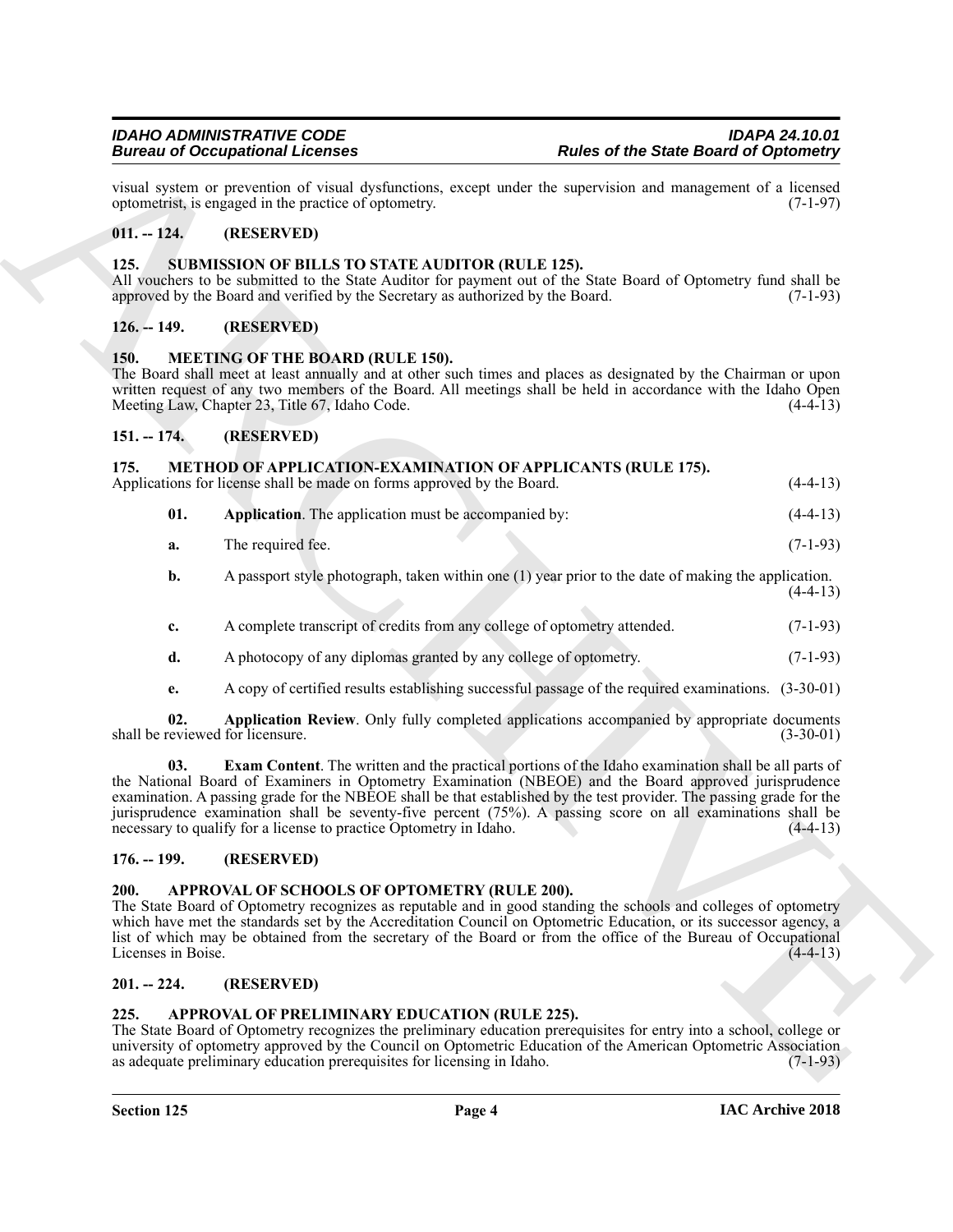visual system or prevention of visual dysfunctions, except under the supervision and management of a licensed optometrist, is engaged in the practice of optometry. (7-1-97)

## 011. -- 124. (RESERVED)

## 125. SUBMISSION OF BILLS TO STATE AUDITOR (RULE 125).

All vouchers to be submitted to the State Auditor for payment out of the State Board of Optometry fund shall be approved by the Board and verified by the Secretary as authorized by the Board. (7-1-93)

## 126. -- 149. (RESERVED)

## 150. MEETING OF THE BOARD (RULE 150).

The Board shall meet at least annually and at other such times and places as designated by the Chairman or upon written request of any two members of the Board. All meetings shall be held in accordance with the Idaho Open Meeting Law, Chapter 23, Title 67, Idaho Code. (4-4-13)

## 151. -- 174. (RESERVED)

## 175. METHOD OF APPLICATION-EXAMINATION OF APPLICANTS (RULE 175).

Applications for license shall be made on forms approved by the Board. (4-4-13)

**01. Application**. The application must be accompanied by: (4-4-13)

**a.** The required fee. (7-1-93)

**b.** A passport style photograph, taken within one (1) year prior to the date of making the application. (4-4-13)

**c.** A complete transcript of credits from any college of optometry attended. (7-1-93)

**d.** A photocopy of any diplomas granted by any college of optometry. (7-1-93)

**e.** A copy of certified results establishing successful passage of the required examinations. (3-30-01)

**02. Application Review**. Only fully completed applications accompanied by appropriate documents shall be reviewed for licensure. (3-30-01)

**03. Exam Content**. The written and the practical portions of the Idaho examination shall be all parts of the National Board of Examiners in Optometry Examination (NBEOE) and the Board approved jurisprudence examination. A passing grade for the NBEOE shall be that established by the test provider. The passing grade for the jurisprudence examination shall be seventy-five percent (75%). A passing score on all examinations shall be necessary to qualify for a license to practice Optometry in Idaho. (4-4-13)

## 176. -- 199. (RESERVED)

## 200. APPROVAL OF SCHOOLS OF OPTOMETRY (RULE 200).

The State Board of Optometry recognizes as reputable and in good standing the schools and colleges of optometry which have met the standards set by the Accreditation Council on Optometric Education, or its successor agency, a list of which may be obtained from the secretary of the Board or from the office of the Bureau of Occupational Licenses in Boise. (4-4-13)

## 201. -- 224. (RESERVED)

## 225. APPROVAL OF PRELIMINARY EDUCATION (RULE 225).

The State Board of Optometry recognizes the preliminary education prerequisites for entry into a school, college or university of optometry approved by the Council on Optometric Education of the American Optometric Association as adequate preliminary education prerequisites for licensing in Idaho. (7-1-93)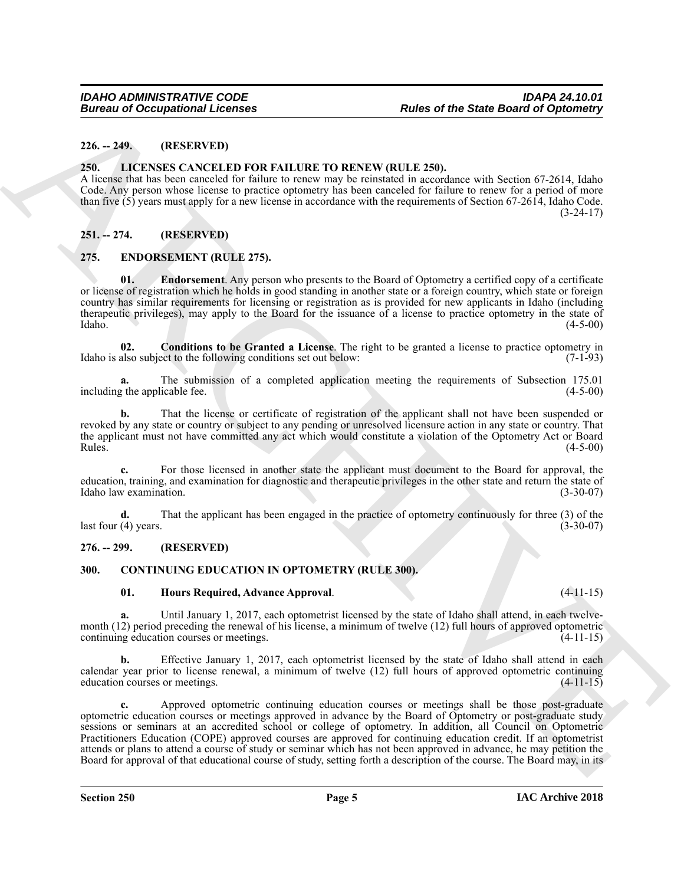**226. -- 249. (RESERVED)**

**250. LICENSES CANCELED FOR FAILURE TO RENEW (RULE 250).**

A license that has been canceled for failure to renew may be reinstated in accordance with Section 67-2614, Idaho Code. Any person whose license to practice optometry has been canceled for failure to renew for a period of more than five (5) years must apply for a new license in accordance with the requirements of Section 67-2614, Idaho Code. (3-24-17)

**251. -- 274. (RESERVED)**

**275. ENDORSEMENT (RULE 275).**

**01. Endorsement**. Any person who presents to the Board of Optometry a certified copy of a certificate or license of registration which he holds in good standing in another state or a foreign country, which state or foreign country has similar requirements for licensing or registration as is provided for new applicants in Idaho (including therapeutic privileges), may apply to the Board for the issuance of a license to practice optometry in the state of Idaho. (4-5-00)

**02. Conditions to be Granted a License**. The right to be granted a license to practice optometry in Idaho is also subject to the following conditions set out below: (7-1-93)

**a.** The submission of a completed application meeting the requirements of Subsection 175.01 including the applicable fee. (4-5-00)

**b.** That the license or certificate of registration of the applicant shall not have been suspended or revoked by any state or country or subject to any pending or unresolved licensure action in any state or country. That the applicant must not have committed any act which would constitute a violation of the Optometry Act or Board Rules. (4-5-00)

**c.** For those licensed in another state the applicant must document to the Board for approval, the education, training, and examination for diagnostic and therapeutic privileges in the other state and return the state of Idaho law examination. (3-30-07)

**d.** That the applicant has been engaged in the practice of optometry continuously for three (3) of the last four (4) years. (3-30-07)

**276. -- 299. (RESERVED)**

**300. CONTINUING EDUCATION IN OPTOMETRY (RULE 300).**

**01. Hours Required, Advance Approval**. (4-11-15)

**a.** Until January 1, 2017, each optometrist licensed by the state of Idaho shall attend, in each twelve-month (12) period preceding the renewal of his license, a minimum of twelve (12) full hours of approved optometric continuing education courses or meetings. (4-11-15)

**b.** Effective January 1, 2017, each optometrist licensed by the state of Idaho shall attend in each calendar year prior to license renewal, a minimum of twelve (12) full hours of approved optometric continuing education courses or meetings. (4-11-15)

**c.** Approved optometric continuing education courses or meetings shall be those post-graduate optometric education courses or meetings approved in advance by the Board of Optometry or post-graduate study sessions or seminars at an accredited school or college of optometry. In addition, all Council on Optometric Practitioners Education (COPE) approved courses are approved for continuing education credit. If an optometrist attends or plans to attend a course of study or seminar which has not been approved in advance, he may petition the Board for approval of that educational course of study, setting forth a description of the course. The Board may, in its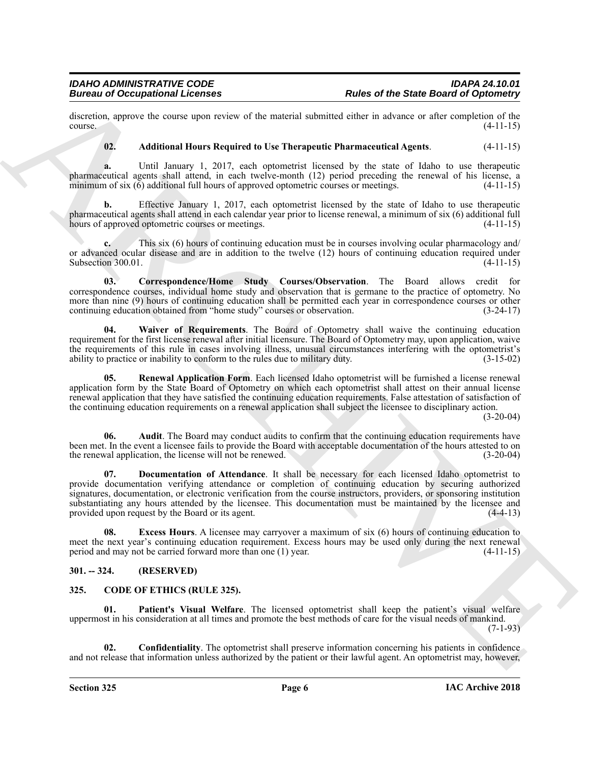discretion, approve the course upon review of the material submitted either in advance or after completion of the course. (4-11-15)

**02. Additional Hours Required to Use Therapeutic Pharmaceutical Agents**. (4-11-15)

**a.** Until January 1, 2017, each optometrist licensed by the state of Idaho to use therapeutic pharmaceutical agents shall attend, in each twelve-month (12) period preceding the renewal of his license, a minimum of six (6) additional full hours of approved optometric courses or meetings. (4-11-15)

**b.** Effective January 1, 2017, each optometrist licensed by the state of Idaho to use therapeutic pharmaceutical agents shall attend in each calendar year prior to license renewal, a minimum of six (6) additional full hours of approved optometric courses or meetings. (4-11-15)

**c.** This six (6) hours of continuing education must be in courses involving ocular pharmacology and/ or advanced ocular disease and are in addition to the twelve (12) hours of continuing education required under Subsection 300.01. (4-11-15)

**03. Correspondence/Home Study Courses/Observation**. The Board allows credit for correspondence courses, individual home study and observation that is germane to the practice of optometry. No more than nine (9) hours of continuing education shall be permitted each year in correspondence courses or other continuing education obtained from "home study" courses or observation. (3-24-17)

**04. Waiver of Requirements**. The Board of Optometry shall waive the continuing education requirement for the first license renewal after initial licensure. The Board of Optometry may, upon application, waive the requirements of this rule in cases involving illness, unusual circumstances interfering with the optometrist's ability to practice or inability to conform to the rules due to military duty. (3-15-02)

**05. Renewal Application Form**. Each licensed Idaho optometrist will be furnished a license renewal application form by the State Board of Optometry on which each optometrist shall attest on their annual license renewal application that they have satisfied the continuing education requirements. False attestation of satisfaction of the continuing education requirements on a renewal application shall subject the licensee to disciplinary action. (3-20-04)

**06. Audit**. The Board may conduct audits to confirm that the continuing education requirements have been met. In the event a licensee fails to provide the Board with acceptable documentation of the hours attested to on the renewal application, the license will not be renewed. (3-20-04)

**07. Documentation of Attendance**. It shall be necessary for each licensed Idaho optometrist to provide documentation verifying attendance or completion of continuing education by securing authorized signatures, documentation, or electronic verification from the course instructors, providers, or sponsoring institution substantiating any hours attended by the licensee. This documentation must be maintained by the licensee and provided upon request by the Board or its agent. (4-4-13)

**08. Excess Hours**. A licensee may carryover a maximum of six (6) hours of continuing education to meet the next year's continuing education requirement. Excess hours may be used only during the next renewal period and may not be carried forward more than one (1) year. (4-11-15)

## 301. -- 324. (RESERVED)

## 325. CODE OF ETHICS (RULE 325).

**01. Patient's Visual Welfare**. The licensed optometrist shall keep the patient's visual welfare uppermost in his consideration at all times and promote the best methods of care for the visual needs of mankind. (7-1-93)

**02. Confidentiality**. The optometrist shall preserve information concerning his patients in confidence and not release that information unless authorized by the patient or their lawful agent. An optometrist may, however,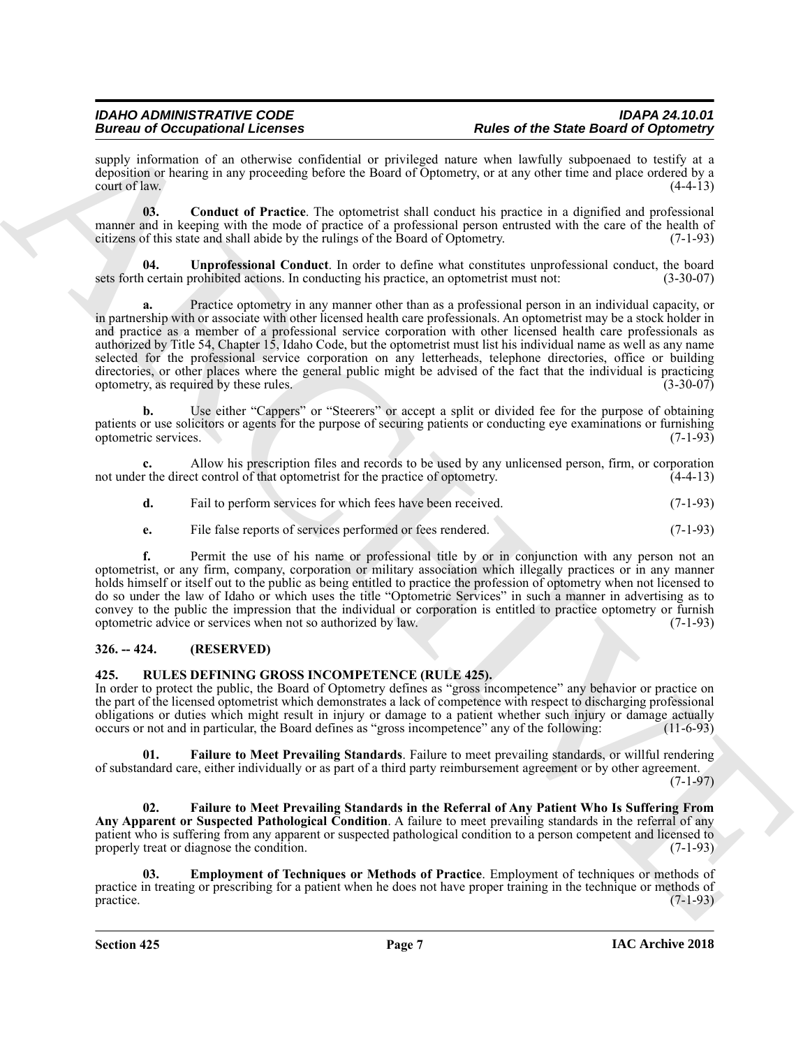supply information of an otherwise confidential or privileged nature when lawfully subpoenaed to testify at a deposition or hearing in any proceeding before the Board of Optometry, or at any other time and place ordered by a court of law. (4-4-13)

**03. Conduct of Practice**. The optometrist shall conduct his practice in a dignified and professional manner and in keeping with the mode of practice of a professional person entrusted with the care of the health of citizens of this state and shall abide by the rulings of the Board of Optometry. (7-1-93)

**04. Unprofessional Conduct**. In order to define what constitutes unprofessional conduct, the board sets forth certain prohibited actions. In conducting his practice, an optometrist must not: (3-30-07)

**a.** Practice optometry in any manner other than as a professional person in an individual capacity, or in partnership with or associate with other licensed health care professionals. An optometrist may be a stock holder in and practice as a member of a professional service corporation with other licensed health care professionals as authorized by Title 54, Chapter 15, Idaho Code, but the optometrist must list his individual name as well as any name selected for the professional service corporation on any letterheads, telephone directories, office or building directories, or other places where the general public might be advised of the fact that the individual is practicing optometry, as required by these rules. (3-30-07)

**b.** Use either "Cappers" or "Steerers" or accept a split or divided fee for the purpose of obtaining patients or use solicitors or agents for the purpose of securing patients or conducting eye examinations or furnishing optometric services. (7-1-93)

**c.** Allow his prescription files and records to be used by any unlicensed person, firm, or corporation not under the direct control of that optometrist for the practice of optometry. (4-4-13)

**d.** Fail to perform services for which fees have been received. (7-1-93)

**e.** File false reports of services performed or fees rendered. (7-1-93)

**f.** Permit the use of his name or professional title by or in conjunction with any person not an optometrist, or any firm, company, corporation or military association which illegally practices or in any manner holds himself or itself out to the public as being entitled to practice the profession of optometry when not licensed to do so under the law of Idaho or which uses the title "Optometric Services" in such a manner in advertising as to convey to the public the impression that the individual or corporation is entitled to practice optometry or furnish optometric advice or services when not so authorized by law. (7-1-93)

## 326. -- 424. (RESERVED)

## 425. RULES DEFINING GROSS INCOMPETENCE (RULE 425).

In order to protect the public, the Board of Optometry defines as "gross incompetence" any behavior or practice on the part of the licensed optometrist which demonstrates a lack of competence with respect to discharging professional obligations or duties which might result in injury or damage to a patient whether such injury or damage actually occurs or not and in particular, the Board defines as "gross incompetence" any of the following: (11-6-93)

**01. Failure to Meet Prevailing Standards**. Failure to meet prevailing standards, or willful rendering of substandard care, either individually or as part of a third party reimbursement agreement or by other agreement. (7-1-97)

**02. Failure to Meet Prevailing Standards in the Referral of Any Patient Who Is Suffering From Any Apparent or Suspected Pathological Condition**. A failure to meet prevailing standards in the referral of any patient who is suffering from any apparent or suspected pathological condition to a person competent and licensed to properly treat or diagnose the condition. (7-1-93)

**03. Employment of Techniques or Methods of Practice**. Employment of techniques or methods of practice in treating or prescribing for a patient when he does not have proper training in the technique or methods of practice. (7-1-93)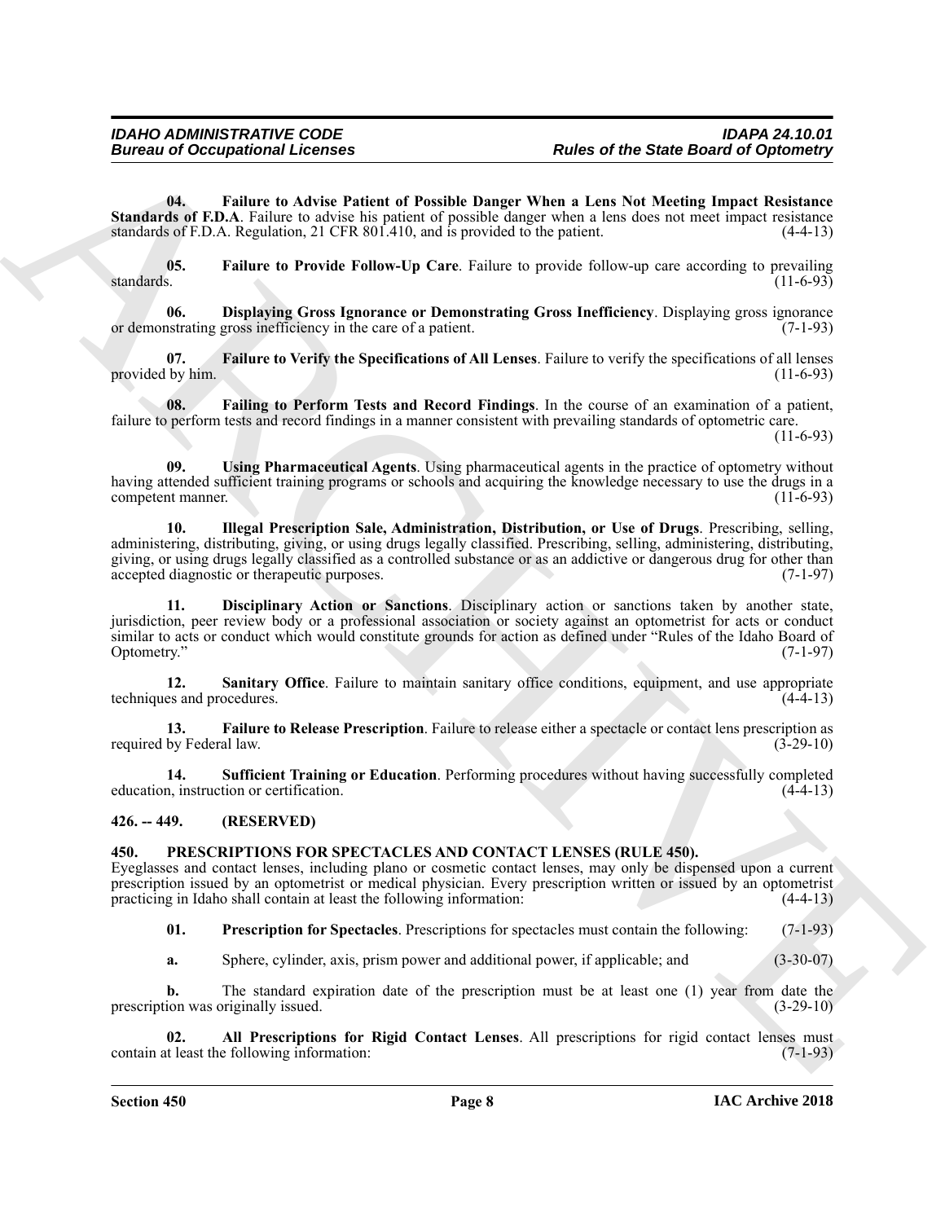**04. Failure to Advise Patient of Possible Danger When a Lens Not Meeting Impact Resistance Standards of F.D.A**. Failure to advise his patient of possible danger when a lens does not meet impact resistance standards of F.D.A. Regulation, 21 CFR 801.410, and is provided to the patient. (4-4-13)

**05. Failure to Provide Follow-Up Care**. Failure to provide follow-up care according to prevailing standards. (11-6-93)

**06. Displaying Gross Ignorance or Demonstrating Gross Inefficiency**. Displaying gross ignorance or demonstrating gross inefficiency in the care of a patient. (7-1-93)

**07. Failure to Verify the Specifications of All Lenses**. Failure to verify the specifications of all lenses provided by him. (11-6-93)

**08. Failing to Perform Tests and Record Findings**. In the course of an examination of a patient, failure to perform tests and record findings in a manner consistent with prevailing standards of optometric care. (11-6-93)

**09. Using Pharmaceutical Agents**. Using pharmaceutical agents in the practice of optometry without having attended sufficient training programs or schools and acquiring the knowledge necessary to use the drugs in a competent manner. (11-6-93)

**10. Illegal Prescription Sale, Administration, Distribution, or Use of Drugs**. Prescribing, selling, administering, distributing, giving, or using drugs legally classified. Prescribing, selling, administering, distributing, giving, or using drugs legally classified as a controlled substance or as an addictive or dangerous drug for other than accepted diagnostic or therapeutic purposes. (7-1-97)

**11. Disciplinary Action or Sanctions**. Disciplinary action or sanctions taken by another state, jurisdiction, peer review body or a professional association or society against an optometrist for acts or conduct similar to acts or conduct which would constitute grounds for action as defined under "Rules of the Idaho Board of Optometry." (7-1-97)

**12. Sanitary Office**. Failure to maintain sanitary office conditions, equipment, and use appropriate techniques and procedures. (4-4-13)

**13. Failure to Release Prescription**. Failure to release either a spectacle or contact lens prescription as required by Federal law. (3-29-10)

**14. Sufficient Training or Education**. Performing procedures without having successfully completed education, instruction or certification. (4-4-13)

## 426. -- 449. (RESERVED)

## 450. PRESCRIPTIONS FOR SPECTACLES AND CONTACT LENSES (RULE 450).

Eyeglasses and contact lenses, including plano or cosmetic contact lenses, may only be dispensed upon a current prescription issued by an optometrist or medical physician. Every prescription written or issued by an optometrist practicing in Idaho shall contain at least the following information: (4-4-13)

**01. Prescription for Spectacles**. Prescriptions for spectacles must contain the following: (7-1-93)

**a.** Sphere, cylinder, axis, prism power and additional power, if applicable; and (3-30-07)

**b.** The standard expiration date of the prescription must be at least one (1) year from date the prescription was originally issued. (3-29-10)

**02. All Prescriptions for Rigid Contact Lenses**. All prescriptions for rigid contact lenses must contain at least the following information: (7-1-93)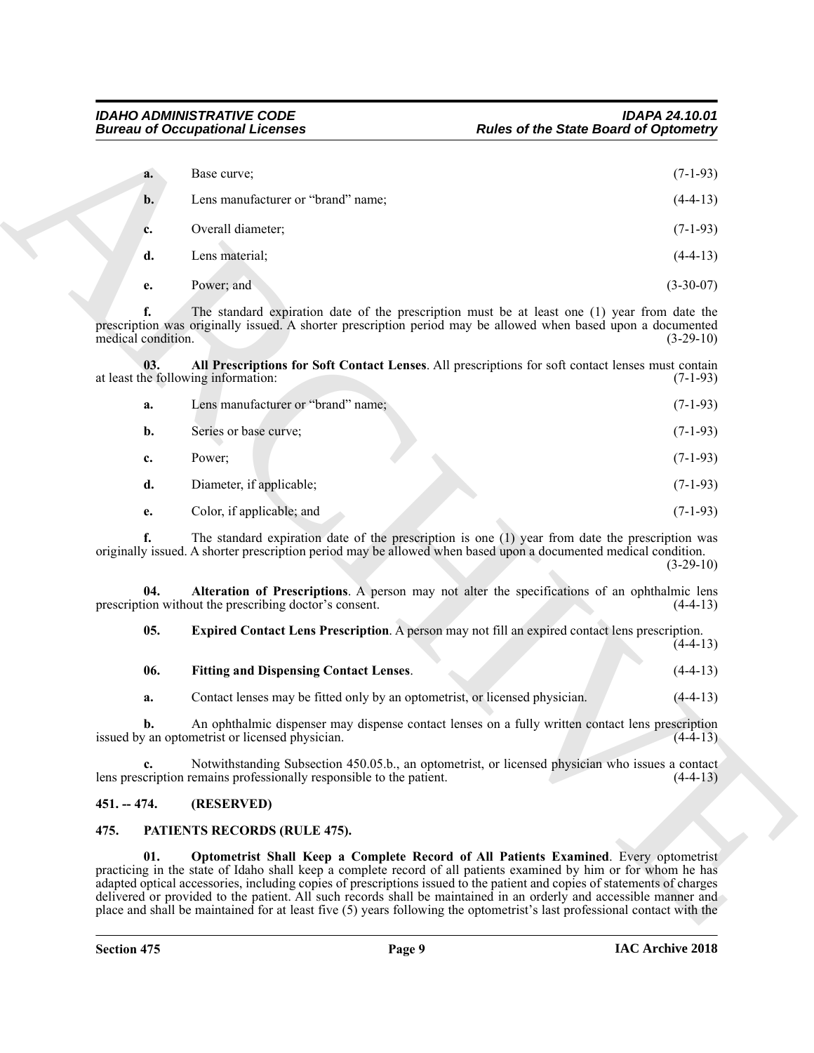**a.** Base curve; (7-1-93)

**b.** Lens manufacturer or "brand" name; (4-4-13)

**c.** Overall diameter; (7-1-93)

**d.** Lens material; (4-4-13)

**e.** Power; and (3-30-07)

**f.** The standard expiration date of the prescription must be at least one (1) year from date the prescription was originally issued. A shorter prescription period may be allowed when based upon a documented medical condition. (3-29-10)

**03. All Prescriptions for Soft Contact Lenses**. All prescriptions for soft contact lenses must contain at least the following information: (7-1-93)

**a.** Lens manufacturer or "brand" name; (7-1-93)

**b.** Series or base curve; (7-1-93)

**c.** Power; (7-1-93)

**d.** Diameter, if applicable; (7-1-93)

**e.** Color, if applicable; and (7-1-93)

**f.** The standard expiration date of the prescription is one (1) year from date the prescription was originally issued. A shorter prescription period may be allowed when based upon a documented medical condition. (3-29-10)

**04. Alteration of Prescriptions**. A person may not alter the specifications of an ophthalmic lens prescription without the prescribing doctor's consent. (4-4-13)

**05. Expired Contact Lens Prescription**. A person may not fill an expired contact lens prescription. (4-4-13)

**06. Fitting and Dispensing Contact Lenses**. (4-4-13)

**a.** Contact lenses may be fitted only by an optometrist, or licensed physician. (4-4-13)

**b.** An ophthalmic dispenser may dispense contact lenses on a fully written contact lens prescription issued by an optometrist or licensed physician. (4-4-13)

**c.** Notwithstanding Subsection 450.05.b., an optometrist, or licensed physician who issues a contact lens prescription remains professionally responsible to the patient. (4-4-13)

## 451. -- 474. (RESERVED)

## 475. PATIENTS RECORDS (RULE 475).

**01. Optometrist Shall Keep a Complete Record of All Patients Examined**. Every optometrist practicing in the state of Idaho shall keep a complete record of all patients examined by him or for whom he has adapted optical accessories, including copies of prescriptions issued to the patient and copies of statements of charges delivered or provided to the patient. All such records shall be maintained in an orderly and accessible manner and place and shall be maintained for at least five (5) years following the optometrist's last professional contact with the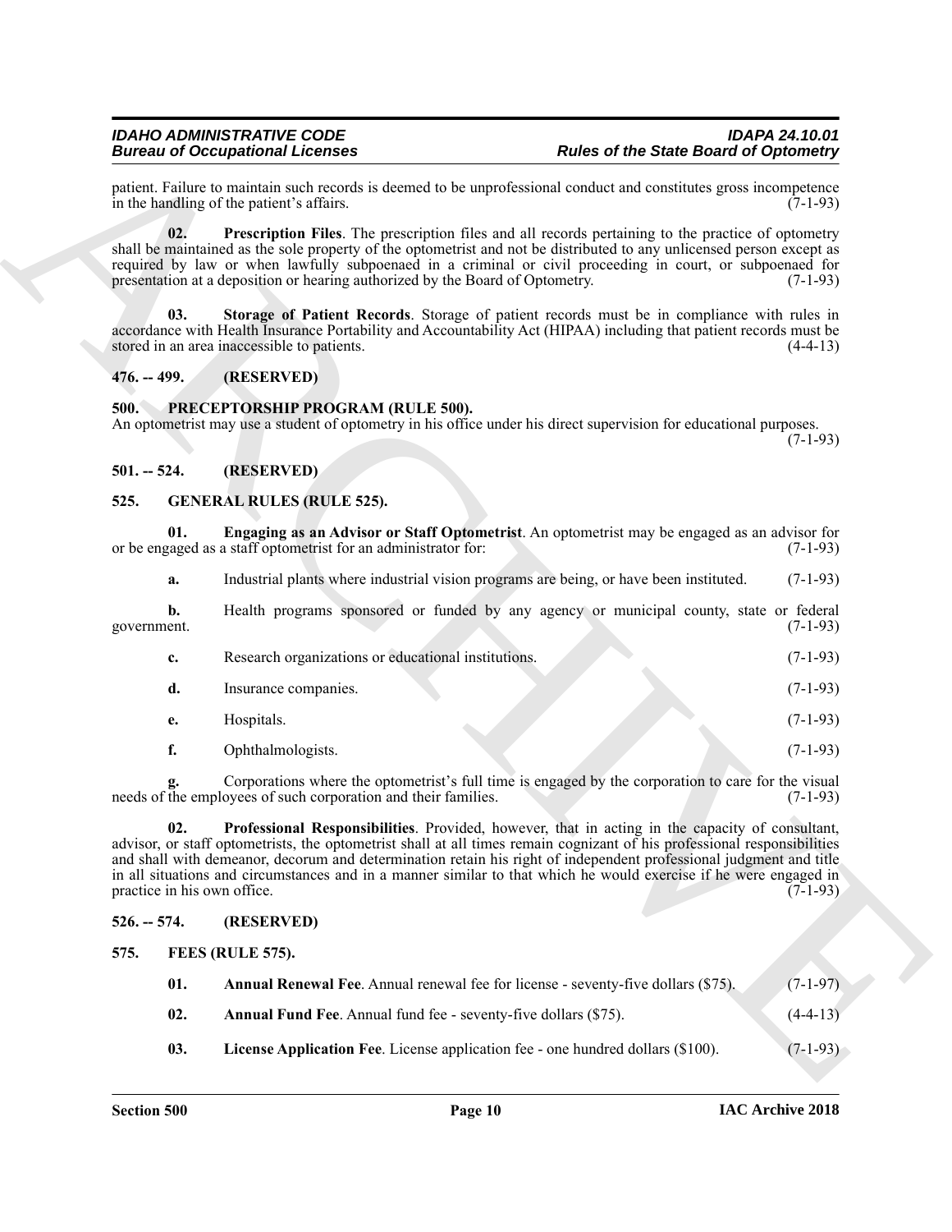patient. Failure to maintain such records is deemed to be unprofessional conduct and constitutes gross incompetence in the handling of the patient's affairs. (7-1-93)

**02. Prescription Files**. The prescription files and all records pertaining to the practice of optometry shall be maintained as the sole property of the optometrist and not be distributed to any unlicensed person except as required by law or when lawfully subpoenaed in a criminal or civil proceeding in court, or subpoenaed for presentation at a deposition or hearing authorized by the Board of Optometry. (7-1-93)

**03. Storage of Patient Records**. Storage of patient records must be in compliance with rules in accordance with Health Insurance Portability and Accountability Act (HIPAA) including that patient records must be stored in an area inaccessible to patients. (4-4-13)

### 476. -- 499. (RESERVED)

### 500. PRECEPTORSHIP PROGRAM (RULE 500).

An optometrist may use a student of optometry in his office under his direct supervision for educational purposes. (7-1-93)

### 501. -- 524. (RESERVED)

### 525. GENERAL RULES (RULE 525).

**01. Engaging as an Advisor or Staff Optometrist**. An optometrist may be engaged as an advisor for or be engaged as a staff optometrist for an administrator for: (7-1-93)

**a.** Industrial plants where industrial vision programs are being, or have been instituted. (7-1-93)

**b.** Health programs sponsored or funded by any agency or municipal county, state or federal government. (7-1-93)

**c.** Research organizations or educational institutions. (7-1-93)

**d.** Insurance companies. (7-1-93)

**e.** Hospitals. (7-1-93)

**f.** Ophthalmologists. (7-1-93)

**g.** Corporations where the optometrist's full time is engaged by the corporation to care for the visual needs of the employees of such corporation and their families. (7-1-93)

**02. Professional Responsibilities**. Provided, however, that in acting in the capacity of consultant, advisor, or staff optometrists, the optometrist shall at all times remain cognizant of his professional responsibilities and shall with demeanor, decorum and determination retain his right of independent professional judgment and title in all situations and circumstances and in a manner similar to that which he would exercise if he were engaged in practice in his own office. (7-1-93)

### 526. -- 574. (RESERVED)

### 575. FEES (RULE 575).

**01. Annual Renewal Fee**. Annual renewal fee for license - seventy-five dollars ($75). (7-1-97)

**02. Annual Fund Fee**. Annual fund fee - seventy-five dollars ($75). (4-4-13)

**03. License Application Fee**. License application fee - one hundred dollars ($100). (7-1-93)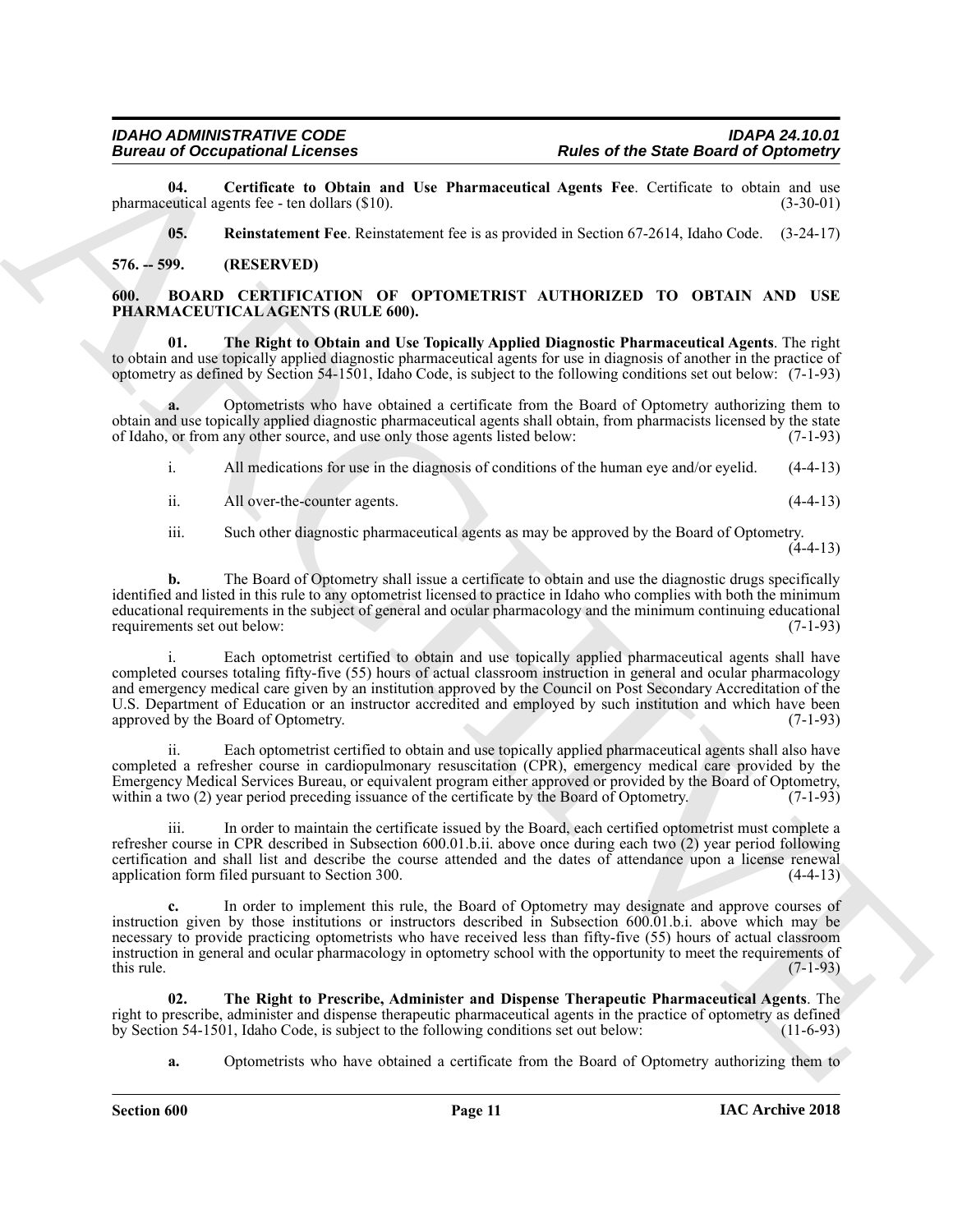**04. Certificate to Obtain and Use Pharmaceutical Agents Fee**. Certificate to obtain and use pharmaceutical agents fee - ten dollars ($10). (3-30-01)

**05. Reinstatement Fee**. Reinstatement fee is as provided in Section 67-2614, Idaho Code. (3-24-17)

## 576. -- 599. (RESERVED)

## 600. BOARD CERTIFICATION OF OPTOMETRIST AUTHORIZED TO OBTAIN AND USE PHARMACEUTICAL AGENTS (RULE 600).

**01. The Right to Obtain and Use Topically Applied Diagnostic Pharmaceutical Agents**. The right to obtain and use topically applied diagnostic pharmaceutical agents for use in diagnosis of another in the practice of optometry as defined by Section 54-1501, Idaho Code, is subject to the following conditions set out below: (7-1-93)

**a.** Optometrists who have obtained a certificate from the Board of Optometry authorizing them to obtain and use topically applied diagnostic pharmaceutical agents shall obtain, from pharmacists licensed by the state of Idaho, or from any other source, and use only those agents listed below: (7-1-93)

i. All medications for use in the diagnosis of conditions of the human eye and/or eyelid. (4-4-13)

ii. All over-the-counter agents. (4-4-13)

iii. Such other diagnostic pharmaceutical agents as may be approved by the Board of Optometry. (4-4-13)

**b.** The Board of Optometry shall issue a certificate to obtain and use the diagnostic drugs specifically identified and listed in this rule to any optometrist licensed to practice in Idaho who complies with both the minimum educational requirements in the subject of general and ocular pharmacology and the minimum continuing educational requirements set out below: (7-1-93)

i. Each optometrist certified to obtain and use topically applied pharmaceutical agents shall have completed courses totaling fifty-five (55) hours of actual classroom instruction in general and ocular pharmacology and emergency medical care given by an institution approved by the Council on Post Secondary Accreditation of the U.S. Department of Education or an instructor accredited and employed by such institution and which have been approved by the Board of Optometry. (7-1-93)

ii. Each optometrist certified to obtain and use topically applied pharmaceutical agents shall also have completed a refresher course in cardiopulmonary resuscitation (CPR), emergency medical care provided by the Emergency Medical Services Bureau, or equivalent program either approved or provided by the Board of Optometry, within a two (2) year period preceding issuance of the certificate by the Board of Optometry. (7-1-93)

iii. In order to maintain the certificate issued by the Board, each certified optometrist must complete a refresher course in CPR described in Subsection 600.01.b.ii. above once during each two (2) year period following certification and shall list and describe the course attended and the dates of attendance upon a license renewal application form filed pursuant to Section 300. (4-4-13)

**c.** In order to implement this rule, the Board of Optometry may designate and approve courses of instruction given by those institutions or instructors described in Subsection 600.01.b.i. above which may be necessary to provide practicing optometrists who have received less than fifty-five (55) hours of actual classroom instruction in general and ocular pharmacology in optometry school with the opportunity to meet the requirements of this rule. (7-1-93)

**02. The Right to Prescribe, Administer and Dispense Therapeutic Pharmaceutical Agents**. The right to prescribe, administer and dispense therapeutic pharmaceutical agents in the practice of optometry as defined by Section 54-1501, Idaho Code, is subject to the following conditions set out below: (11-6-93)

**a.** Optometrists who have obtained a certificate from the Board of Optometry authorizing them to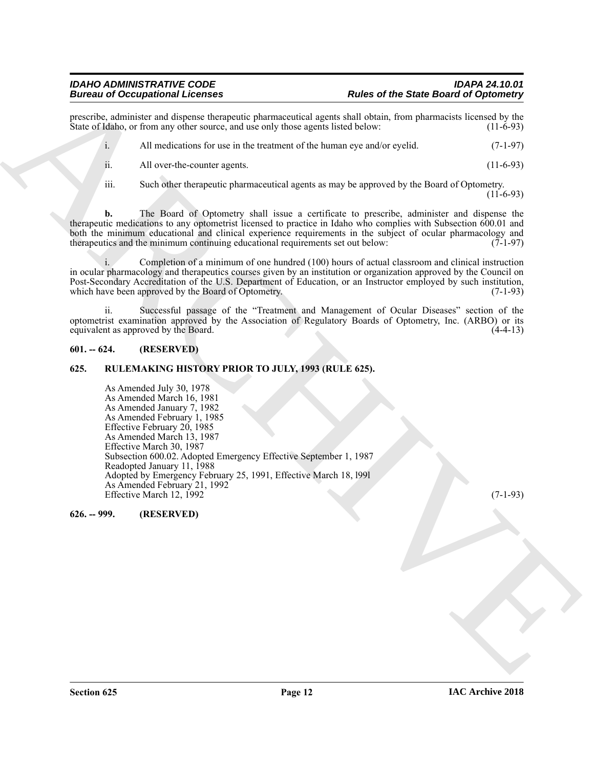prescribe, administer and dispense therapeutic pharmaceutical agents shall obtain, from pharmacists licensed by the State of Idaho, or from any other source, and use only those agents listed below: (11-6-93)

i. All medications for use in the treatment of the human eye and/or eyelid. (7-1-97)

ii. All over-the-counter agents. (11-6-93)

iii. Such other therapeutic pharmaceutical agents as may be approved by the Board of Optometry. (11-6-93)

**b.** The Board of Optometry shall issue a certificate to prescribe, administer and dispense the therapeutic medications to any optometrist licensed to practice in Idaho who complies with Subsection 600.01 and both the minimum educational and clinical experience requirements in the subject of ocular pharmacology and therapeutics and the minimum continuing educational requirements set out below: (7-1-97)

i. Completion of a minimum of one hundred (100) hours of actual classroom and clinical instruction in ocular pharmacology and therapeutics courses given by an institution or organization approved by the Council on Post-Secondary Accreditation of the U.S. Department of Education, or an Instructor employed by such institution, which have been approved by the Board of Optometry. (7-1-93)

ii. Successful passage of the "Treatment and Management of Ocular Diseases" section of the optometrist examination approved by the Association of Regulatory Boards of Optometry, Inc. (ARBO) or its equivalent as approved by the Board. (4-4-13)

## 601. -- 624. (RESERVED)

## 625. RULEMAKING HISTORY PRIOR TO JULY, 1993 (RULE 625).

As Amended July 30, 1978
As Amended March 16, 1981
As Amended January 7, 1982
As Amended February 1, 1985
Effective February 20, 1985
As Amended March 13, 1987
Effective March 30, 1987
Subsection 600.02. Adopted Emergency Effective September 1, 1987
Readopted January 11, 1988
Adopted by Emergency February 25, 1991, Effective March 18, l99l
As Amended February 21, 1992
Effective March 12, 1992 (7-1-93)

## 626. -- 999. (RESERVED)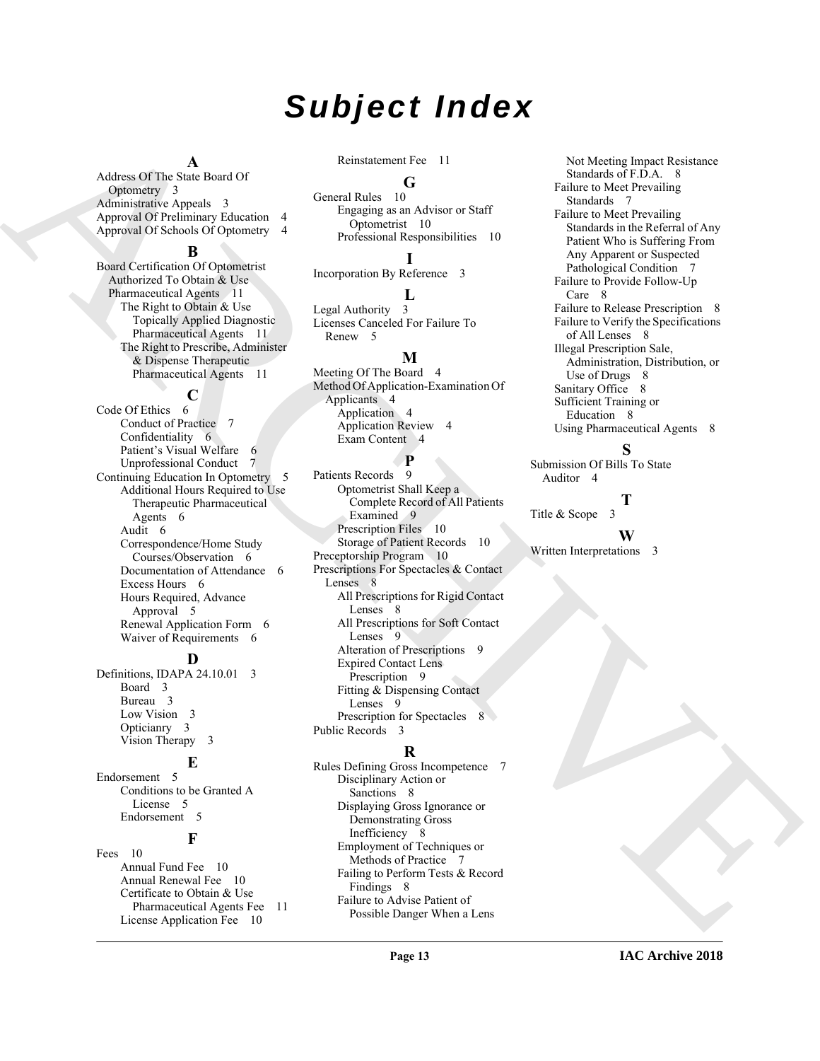# Subject Index

**A**

Address Of The State Board Of Optometry 3
Administrative Appeals 3
Approval Of Preliminary Education 4
Approval Of Schools Of Optometry 4

**B**

Board Certification Of Optometrist Authorized To Obtain & Use Pharmaceutical Agents 11
- The Right to Obtain & Use Topically Applied Diagnostic Pharmaceutical Agents 11
- The Right to Prescribe, Administer & Dispense Therapeutic Pharmaceutical Agents 11

**C**

Code Of Ethics 6
- Conduct of Practice 7
- Confidentiality 6
- Patient's Visual Welfare 6
- Unprofessional Conduct 7

Continuing Education In Optometry 5
- Additional Hours Required to Use Therapeutic Pharmaceutical Agents 6
- Audit 6
- Correspondence/Home Study Courses/Observation 6
- Documentation of Attendance 6
- Excess Hours 6
- Hours Required, Advance Approval 5
- Renewal Application Form 6
- Waiver of Requirements 6

**D**

Definitions, IDAPA 24.10.01 3
- Board 3
- Bureau 3
- Low Vision 3
- Opticianry 3
- Vision Therapy 3

**E**

Endorsement 5
- Conditions to be Granted A License 5
- Endorsement 5

**F**

Fees 10
- Annual Fund Fee 10
- Annual Renewal Fee 10
- Certificate to Obtain & Use Pharmaceutical Agents Fee 11
- License Application Fee 10
- Reinstatement Fee 11

**G**

General Rules 10
- Engaging as an Advisor or Staff Optometrist 10
- Professional Responsibilities 10

**I**

Incorporation By Reference 3

**L**

Legal Authority 3
Licenses Canceled For Failure To Renew 5

**M**

Meeting Of The Board 4
Method Of Application-Examination Of Applicants 4
- Application 4
- Application Review 4
- Exam Content 4

**P**

Patients Records 9
- Optometrist Shall Keep a Complete Record of All Patients Examined 9
- Prescription Files 10
- Storage of Patient Records 10

Preceptorship Program 10
Prescriptions For Spectacles & Contact Lenses 8
- All Prescriptions for Rigid Contact Lenses 8
- All Prescriptions for Soft Contact Lenses 9
- Alteration of Prescriptions 9
- Expired Contact Lens Prescription 9
- Fitting & Dispensing Contact Lenses 9
- Prescription for Spectacles 8

Public Records 3

**R**

Rules Defining Gross Incompetence 7
- Disciplinary Action or Sanctions 8
- Displaying Gross Ignorance or Demonstrating Gross Inefficiency 8
- Employment of Techniques or Methods of Practice 7
- Failing to Perform Tests & Record Findings 8
- Failure to Advise Patient of Possible Danger When a Lens Not Meeting Impact Resistance Standards of F.D.A. 8
- Failure to Meet Prevailing Standards 7
- Failure to Meet Prevailing Standards in the Referral of Any Patient Who is Suffering From Any Apparent or Suspected Pathological Condition 7
- Failure to Provide Follow-Up Care 8
- Failure to Release Prescription 8
- Failure to Verify the Specifications of All Lenses 8
- Illegal Prescription Sale, Administration, Distribution, or Use of Drugs 8
- Sanitary Office 8
- Sufficient Training or Education 8
- Using Pharmaceutical Agents 8

**S**

Submission Of Bills To State Auditor 4

**T**

Title & Scope 3

**W**

Written Interpretations 3